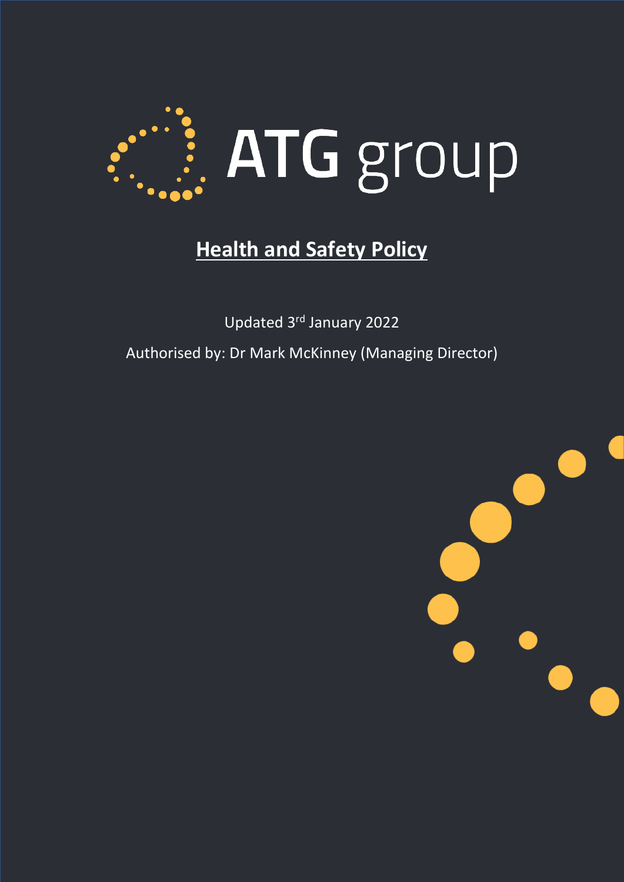ATG group

# Health and Safety Policy

Updated 3rd January 2022

Authorised by: Dr Mark McKinney (Managing Director)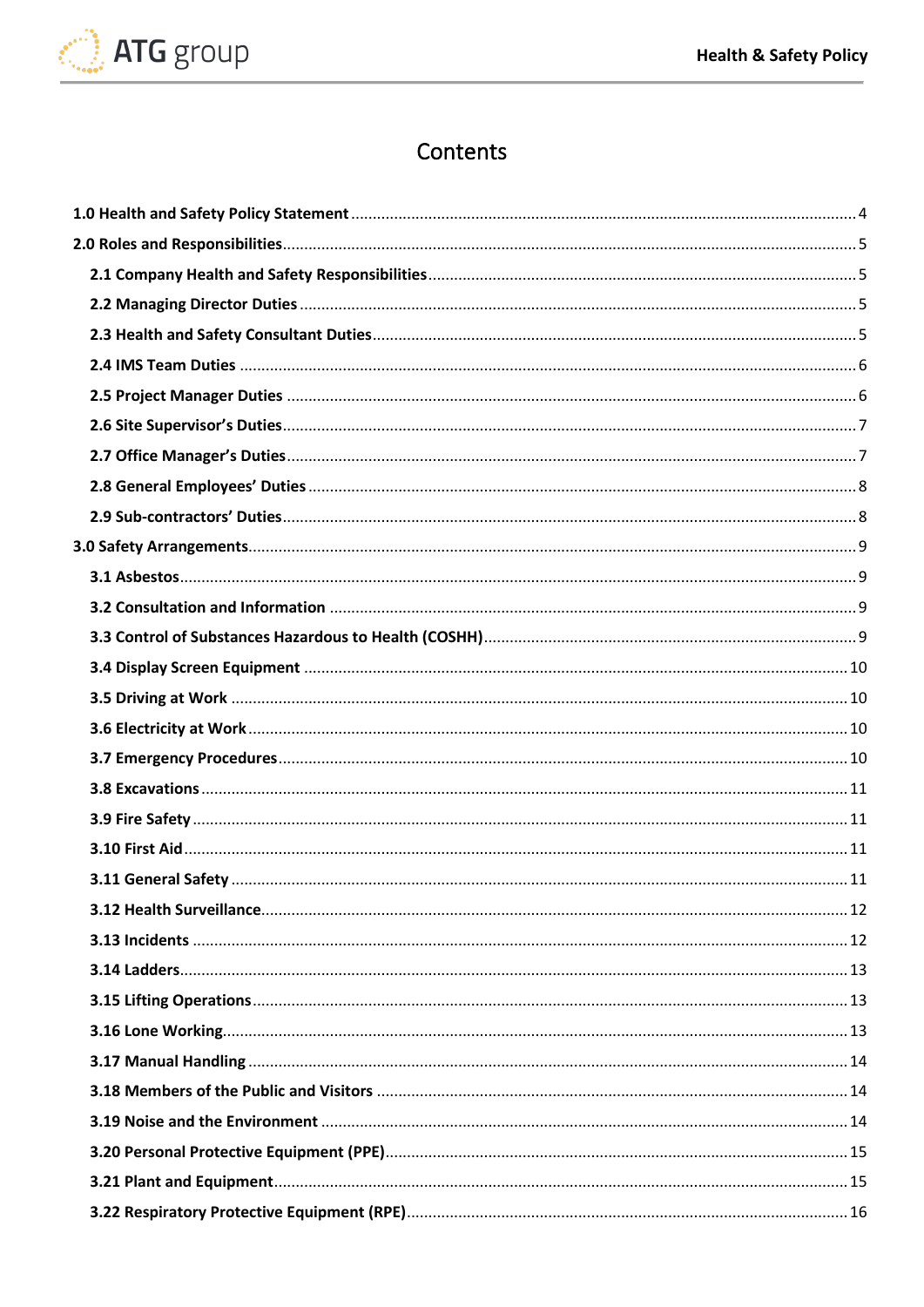# Contents

**1.0 Health and Safety Policy Statement** .... 4

**2.0 Roles and Responsibilities** .... 5

- **2.1 Company Health and Safety Responsibilities** .... 5
- **2.2 Managing Director Duties** .... 5
- **2.3 Health and Safety Consultant Duties** .... 5
- **2.4 IMS Team Duties** .... 6
- **2.5 Project Manager Duties** .... 6
- **2.6 Site Supervisor's Duties** .... 7
- **2.7 Office Manager's Duties** .... 7
- **2.8 General Employees' Duties** .... 8
- **2.9 Sub-contractors' Duties** .... 8

**3.0 Safety Arrangements** .... 9

- **3.1 Asbestos** .... 9
- **3.2 Consultation and Information** .... 9
- **3.3 Control of Substances Hazardous to Health (COSHH)** .... 9
- **3.4 Display Screen Equipment** .... 10
- **3.5 Driving at Work** .... 10
- **3.6 Electricity at Work** .... 10
- **3.7 Emergency Procedures** .... 10
- **3.8 Excavations** .... 11
- **3.9 Fire Safety** .... 11
- **3.10 First Aid** .... 11
- **3.11 General Safety** .... 11
- **3.12 Health Surveillance** .... 12
- **3.13 Incidents** .... 12
- **3.14 Ladders** .... 13
- **3.15 Lifting Operations** .... 13
- **3.16 Lone Working** .... 13
- **3.17 Manual Handling** .... 14
- **3.18 Members of the Public and Visitors** .... 14
- **3.19 Noise and the Environment** .... 14
- **3.20 Personal Protective Equipment (PPE)** .... 15
- **3.21 Plant and Equipment** .... 15
- **3.22 Respiratory Protective Equipment (RPE)** .... 16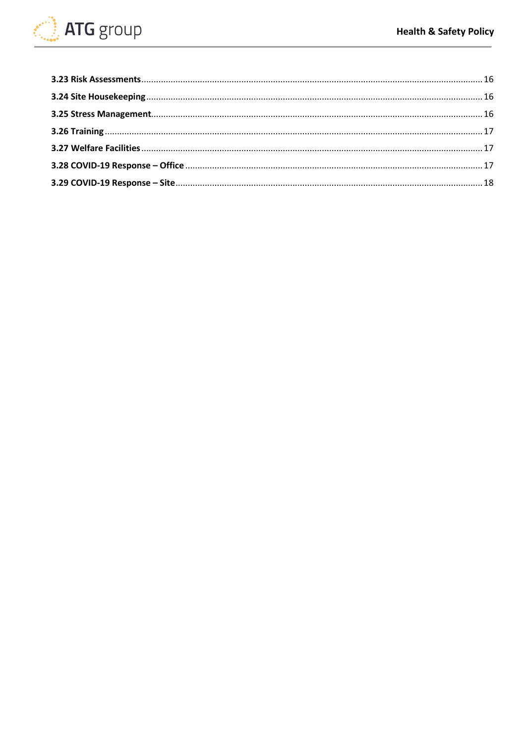**3.23 Risk Assessments** ........ 16

**3.24 Site Housekeeping** ........ 16

**3.25 Stress Management** ........ 16

**3.26 Training** ........ 17

**3.27 Welfare Facilities** ........ 17

**3.28 COVID-19 Response – Office** ........ 17

**3.29 COVID-19 Response – Site** ........ 18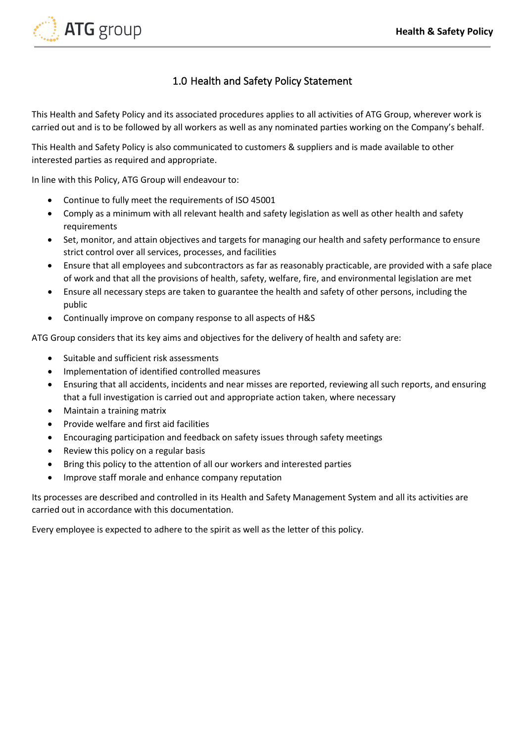# 1.0 Health and Safety Policy Statement

This Health and Safety Policy and its associated procedures applies to all activities of ATG Group, wherever work is carried out and is to be followed by all workers as well as any nominated parties working on the Company's behalf.

This Health and Safety Policy is also communicated to customers & suppliers and is made available to other interested parties as required and appropriate.

In line with this Policy, ATG Group will endeavour to:

- Continue to fully meet the requirements of ISO 45001
- Comply as a minimum with all relevant health and safety legislation as well as other health and safety requirements
- Set, monitor, and attain objectives and targets for managing our health and safety performance to ensure strict control over all services, processes, and facilities
- Ensure that all employees and subcontractors as far as reasonably practicable, are provided with a safe place of work and that all the provisions of health, safety, welfare, fire, and environmental legislation are met
- Ensure all necessary steps are taken to guarantee the health and safety of other persons, including the public
- Continually improve on company response to all aspects of H&S

ATG Group considers that its key aims and objectives for the delivery of health and safety are:

- Suitable and sufficient risk assessments
- Implementation of identified controlled measures
- Ensuring that all accidents, incidents and near misses are reported, reviewing all such reports, and ensuring that a full investigation is carried out and appropriate action taken, where necessary
- Maintain a training matrix
- Provide welfare and first aid facilities
- Encouraging participation and feedback on safety issues through safety meetings
- Review this policy on a regular basis
- Bring this policy to the attention of all our workers and interested parties
- Improve staff morale and enhance company reputation

Its processes are described and controlled in its Health and Safety Management System and all its activities are carried out in accordance with this documentation.

Every employee is expected to adhere to the spirit as well as the letter of this policy.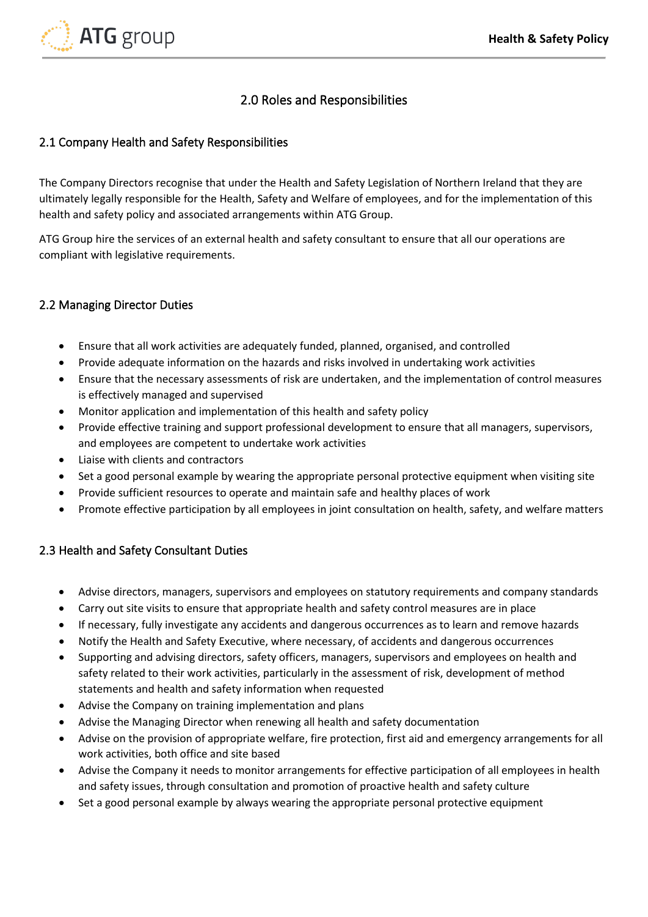# 2.0 Roles and Responsibilities

## 2.1 Company Health and Safety Responsibilities

The Company Directors recognise that under the Health and Safety Legislation of Northern Ireland that they are ultimately legally responsible for the Health, Safety and Welfare of employees, and for the implementation of this health and safety policy and associated arrangements within ATG Group.

ATG Group hire the services of an external health and safety consultant to ensure that all our operations are compliant with legislative requirements.

## 2.2 Managing Director Duties

- Ensure that all work activities are adequately funded, planned, organised, and controlled
- Provide adequate information on the hazards and risks involved in undertaking work activities
- Ensure that the necessary assessments of risk are undertaken, and the implementation of control measures is effectively managed and supervised
- Monitor application and implementation of this health and safety policy
- Provide effective training and support professional development to ensure that all managers, supervisors, and employees are competent to undertake work activities
- Liaise with clients and contractors
- Set a good personal example by wearing the appropriate personal protective equipment when visiting site
- Provide sufficient resources to operate and maintain safe and healthy places of work
- Promote effective participation by all employees in joint consultation on health, safety, and welfare matters

## 2.3 Health and Safety Consultant Duties

- Advise directors, managers, supervisors and employees on statutory requirements and company standards
- Carry out site visits to ensure that appropriate health and safety control measures are in place
- If necessary, fully investigate any accidents and dangerous occurrences as to learn and remove hazards
- Notify the Health and Safety Executive, where necessary, of accidents and dangerous occurrences
- Supporting and advising directors, safety officers, managers, supervisors and employees on health and safety related to their work activities, particularly in the assessment of risk, development of method statements and health and safety information when requested
- Advise the Company on training implementation and plans
- Advise the Managing Director when renewing all health and safety documentation
- Advise on the provision of appropriate welfare, fire protection, first aid and emergency arrangements for all work activities, both office and site based
- Advise the Company it needs to monitor arrangements for effective participation of all employees in health and safety issues, through consultation and promotion of proactive health and safety culture
- Set a good personal example by always wearing the appropriate personal protective equipment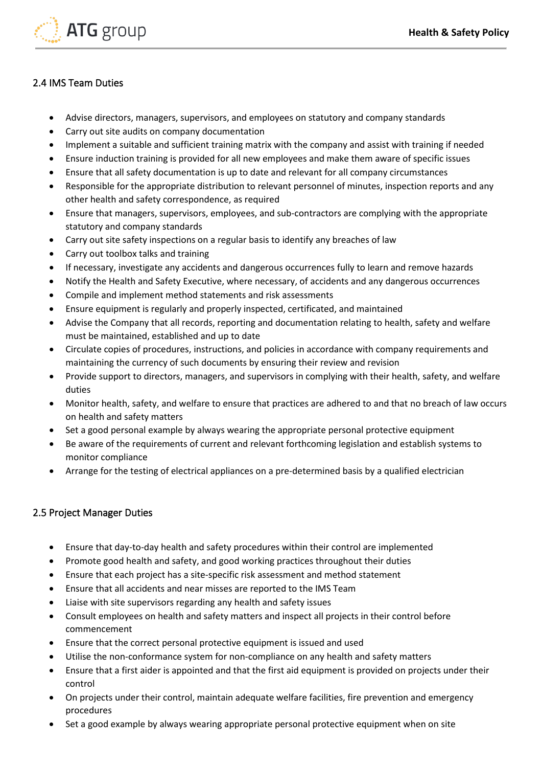## 2.4 IMS Team Duties

- Advise directors, managers, supervisors, and employees on statutory and company standards
- Carry out site audits on company documentation
- Implement a suitable and sufficient training matrix with the company and assist with training if needed
- Ensure induction training is provided for all new employees and make them aware of specific issues
- Ensure that all safety documentation is up to date and relevant for all company circumstances
- Responsible for the appropriate distribution to relevant personnel of minutes, inspection reports and any other health and safety correspondence, as required
- Ensure that managers, supervisors, employees, and sub-contractors are complying with the appropriate statutory and company standards
- Carry out site safety inspections on a regular basis to identify any breaches of law
- Carry out toolbox talks and training
- If necessary, investigate any accidents and dangerous occurrences fully to learn and remove hazards
- Notify the Health and Safety Executive, where necessary, of accidents and any dangerous occurrences
- Compile and implement method statements and risk assessments
- Ensure equipment is regularly and properly inspected, certificated, and maintained
- Advise the Company that all records, reporting and documentation relating to health, safety and welfare must be maintained, established and up to date
- Circulate copies of procedures, instructions, and policies in accordance with company requirements and maintaining the currency of such documents by ensuring their review and revision
- Provide support to directors, managers, and supervisors in complying with their health, safety, and welfare duties
- Monitor health, safety, and welfare to ensure that practices are adhered to and that no breach of law occurs on health and safety matters
- Set a good personal example by always wearing the appropriate personal protective equipment
- Be aware of the requirements of current and relevant forthcoming legislation and establish systems to monitor compliance
- Arrange for the testing of electrical appliances on a pre-determined basis by a qualified electrician

## 2.5 Project Manager Duties

- Ensure that day-to-day health and safety procedures within their control are implemented
- Promote good health and safety, and good working practices throughout their duties
- Ensure that each project has a site-specific risk assessment and method statement
- Ensure that all accidents and near misses are reported to the IMS Team
- Liaise with site supervisors regarding any health and safety issues
- Consult employees on health and safety matters and inspect all projects in their control before commencement
- Ensure that the correct personal protective equipment is issued and used
- Utilise the non-conformance system for non-compliance on any health and safety matters
- Ensure that a first aider is appointed and that the first aid equipment is provided on projects under their control
- On projects under their control, maintain adequate welfare facilities, fire prevention and emergency procedures
- Set a good example by always wearing appropriate personal protective equipment when on site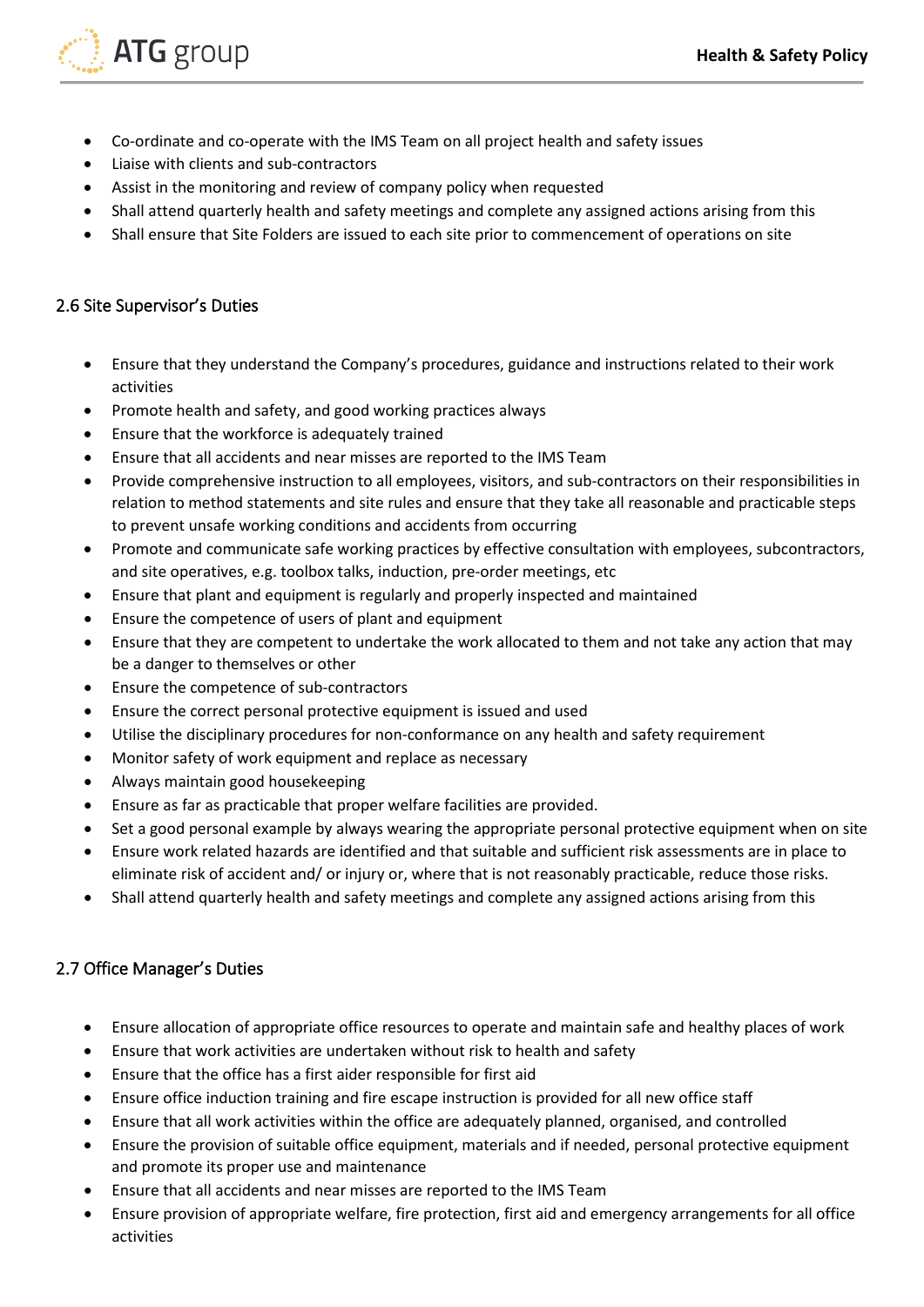- Co-ordinate and co-operate with the IMS Team on all project health and safety issues
- Liaise with clients and sub-contractors
- Assist in the monitoring and review of company policy when requested
- Shall attend quarterly health and safety meetings and complete any assigned actions arising from this
- Shall ensure that Site Folders are issued to each site prior to commencement of operations on site

## 2.6 Site Supervisor's Duties

- Ensure that they understand the Company's procedures, guidance and instructions related to their work activities
- Promote health and safety, and good working practices always
- Ensure that the workforce is adequately trained
- Ensure that all accidents and near misses are reported to the IMS Team
- Provide comprehensive instruction to all employees, visitors, and sub-contractors on their responsibilities in relation to method statements and site rules and ensure that they take all reasonable and practicable steps to prevent unsafe working conditions and accidents from occurring
- Promote and communicate safe working practices by effective consultation with employees, subcontractors, and site operatives, e.g. toolbox talks, induction, pre-order meetings, etc
- Ensure that plant and equipment is regularly and properly inspected and maintained
- Ensure the competence of users of plant and equipment
- Ensure that they are competent to undertake the work allocated to them and not take any action that may be a danger to themselves or other
- Ensure the competence of sub-contractors
- Ensure the correct personal protective equipment is issued and used
- Utilise the disciplinary procedures for non-conformance on any health and safety requirement
- Monitor safety of work equipment and replace as necessary
- Always maintain good housekeeping
- Ensure as far as practicable that proper welfare facilities are provided.
- Set a good personal example by always wearing the appropriate personal protective equipment when on site
- Ensure work related hazards are identified and that suitable and sufficient risk assessments are in place to eliminate risk of accident and/ or injury or, where that is not reasonably practicable, reduce those risks.
- Shall attend quarterly health and safety meetings and complete any assigned actions arising from this

## 2.7 Office Manager's Duties

- Ensure allocation of appropriate office resources to operate and maintain safe and healthy places of work
- Ensure that work activities are undertaken without risk to health and safety
- Ensure that the office has a first aider responsible for first aid
- Ensure office induction training and fire escape instruction is provided for all new office staff
- Ensure that all work activities within the office are adequately planned, organised, and controlled
- Ensure the provision of suitable office equipment, materials and if needed, personal protective equipment and promote its proper use and maintenance
- Ensure that all accidents and near misses are reported to the IMS Team
- Ensure provision of appropriate welfare, fire protection, first aid and emergency arrangements for all office activities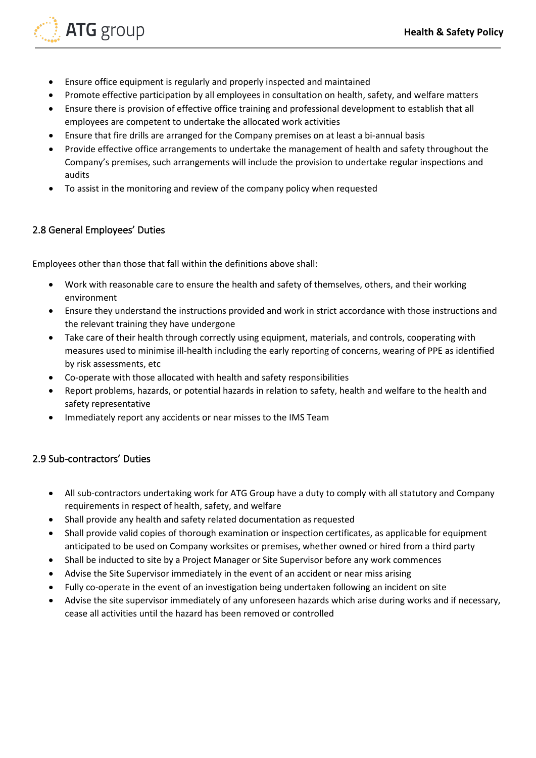- Ensure office equipment is regularly and properly inspected and maintained
- Promote effective participation by all employees in consultation on health, safety, and welfare matters
- Ensure there is provision of effective office training and professional development to establish that all employees are competent to undertake the allocated work activities
- Ensure that fire drills are arranged for the Company premises on at least a bi-annual basis
- Provide effective office arrangements to undertake the management of health and safety throughout the Company's premises, such arrangements will include the provision to undertake regular inspections and audits
- To assist in the monitoring and review of the company policy when requested

## 2.8 General Employees' Duties

Employees other than those that fall within the definitions above shall:

- Work with reasonable care to ensure the health and safety of themselves, others, and their working environment
- Ensure they understand the instructions provided and work in strict accordance with those instructions and the relevant training they have undergone
- Take care of their health through correctly using equipment, materials, and controls, cooperating with measures used to minimise ill-health including the early reporting of concerns, wearing of PPE as identified by risk assessments, etc
- Co-operate with those allocated with health and safety responsibilities
- Report problems, hazards, or potential hazards in relation to safety, health and welfare to the health and safety representative
- Immediately report any accidents or near misses to the IMS Team

## 2.9 Sub-contractors' Duties

- All sub-contractors undertaking work for ATG Group have a duty to comply with all statutory and Company requirements in respect of health, safety, and welfare
- Shall provide any health and safety related documentation as requested
- Shall provide valid copies of thorough examination or inspection certificates, as applicable for equipment anticipated to be used on Company worksites or premises, whether owned or hired from a third party
- Shall be inducted to site by a Project Manager or Site Supervisor before any work commences
- Advise the Site Supervisor immediately in the event of an accident or near miss arising
- Fully co-operate in the event of an investigation being undertaken following an incident on site
- Advise the site supervisor immediately of any unforeseen hazards which arise during works and if necessary, cease all activities until the hazard has been removed or controlled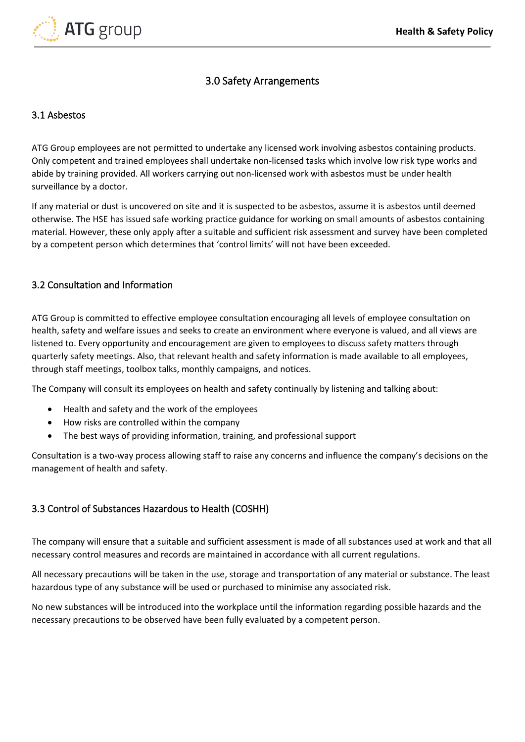# 3.0 Safety Arrangements

## 3.1 Asbestos

ATG Group employees are not permitted to undertake any licensed work involving asbestos containing products. Only competent and trained employees shall undertake non-licensed tasks which involve low risk type works and abide by training provided. All workers carrying out non-licensed work with asbestos must be under health surveillance by a doctor.

If any material or dust is uncovered on site and it is suspected to be asbestos, assume it is asbestos until deemed otherwise. The HSE has issued safe working practice guidance for working on small amounts of asbestos containing material. However, these only apply after a suitable and sufficient risk assessment and survey have been completed by a competent person which determines that 'control limits' will not have been exceeded.

## 3.2 Consultation and Information

ATG Group is committed to effective employee consultation encouraging all levels of employee consultation on health, safety and welfare issues and seeks to create an environment where everyone is valued, and all views are listened to. Every opportunity and encouragement are given to employees to discuss safety matters through quarterly safety meetings. Also, that relevant health and safety information is made available to all employees, through staff meetings, toolbox talks, monthly campaigns, and notices.

The Company will consult its employees on health and safety continually by listening and talking about:

- Health and safety and the work of the employees
- How risks are controlled within the company
- The best ways of providing information, training, and professional support

Consultation is a two-way process allowing staff to raise any concerns and influence the company's decisions on the management of health and safety.

## 3.3 Control of Substances Hazardous to Health (COSHH)

The company will ensure that a suitable and sufficient assessment is made of all substances used at work and that all necessary control measures and records are maintained in accordance with all current regulations.

All necessary precautions will be taken in the use, storage and transportation of any material or substance. The least hazardous type of any substance will be used or purchased to minimise any associated risk.

No new substances will be introduced into the workplace until the information regarding possible hazards and the necessary precautions to be observed have been fully evaluated by a competent person.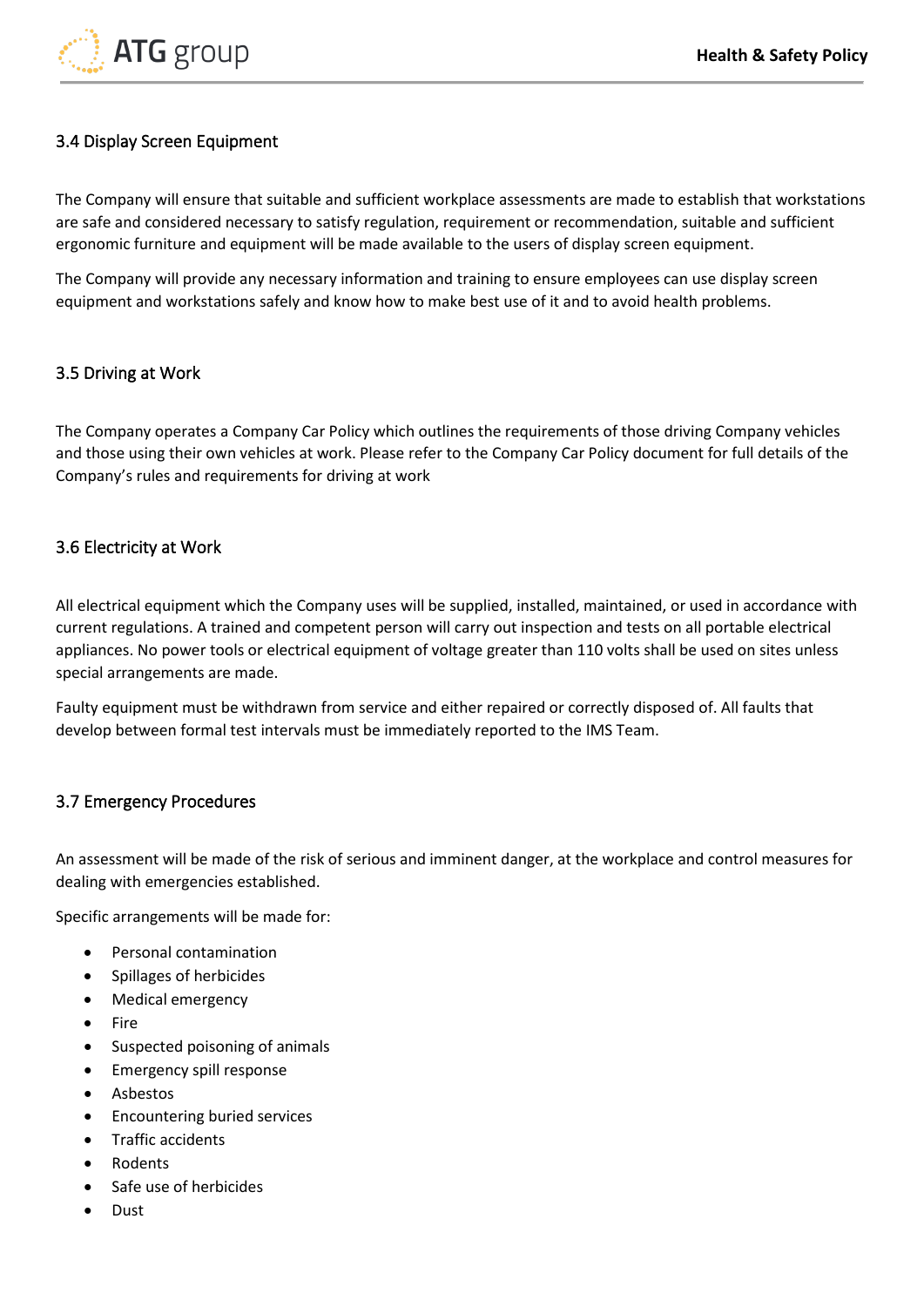### 3.4 Display Screen Equipment

The Company will ensure that suitable and sufficient workplace assessments are made to establish that workstations are safe and considered necessary to satisfy regulation, requirement or recommendation, suitable and sufficient ergonomic furniture and equipment will be made available to the users of display screen equipment.

The Company will provide any necessary information and training to ensure employees can use display screen equipment and workstations safely and know how to make best use of it and to avoid health problems.

### 3.5 Driving at Work

The Company operates a Company Car Policy which outlines the requirements of those driving Company vehicles and those using their own vehicles at work. Please refer to the Company Car Policy document for full details of the Company's rules and requirements for driving at work

### 3.6 Electricity at Work

All electrical equipment which the Company uses will be supplied, installed, maintained, or used in accordance with current regulations. A trained and competent person will carry out inspection and tests on all portable electrical appliances. No power tools or electrical equipment of voltage greater than 110 volts shall be used on sites unless special arrangements are made.

Faulty equipment must be withdrawn from service and either repaired or correctly disposed of. All faults that develop between formal test intervals must be immediately reported to the IMS Team.

### 3.7 Emergency Procedures

An assessment will be made of the risk of serious and imminent danger, at the workplace and control measures for dealing with emergencies established.

Specific arrangements will be made for:

- Personal contamination
- Spillages of herbicides
- Medical emergency
- Fire
- Suspected poisoning of animals
- Emergency spill response
- Asbestos
- Encountering buried services
- Traffic accidents
- Rodents
- Safe use of herbicides
- Dust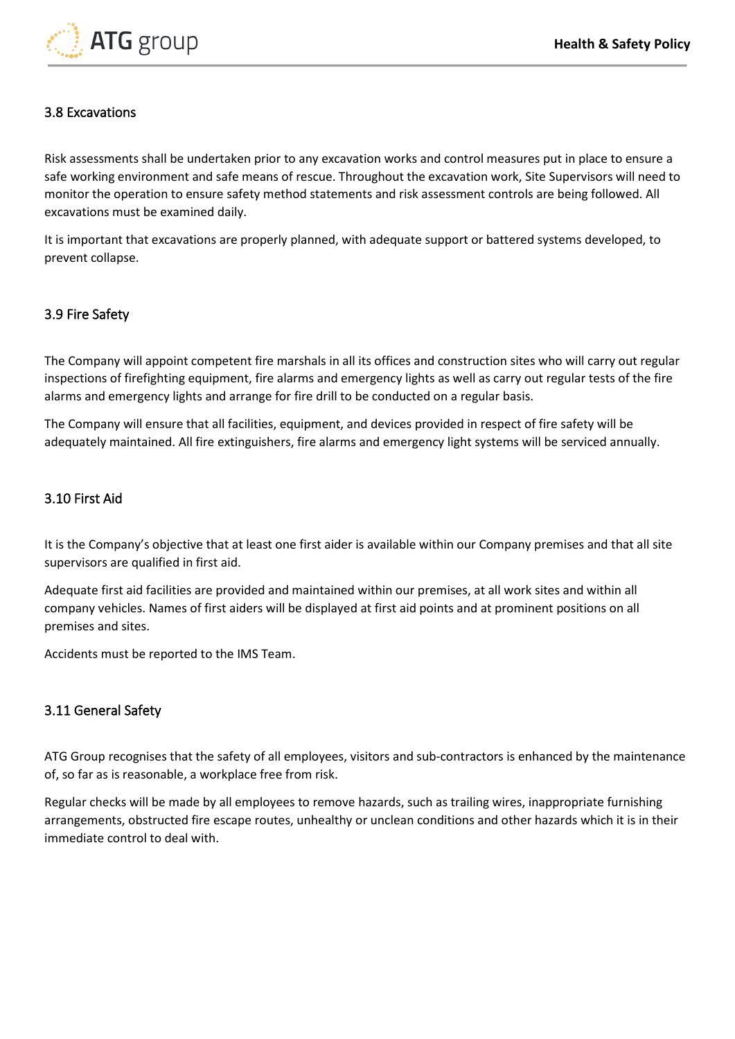### 3.8 Excavations

Risk assessments shall be undertaken prior to any excavation works and control measures put in place to ensure a safe working environment and safe means of rescue. Throughout the excavation work, Site Supervisors will need to monitor the operation to ensure safety method statements and risk assessment controls are being followed. All excavations must be examined daily.

It is important that excavations are properly planned, with adequate support or battered systems developed, to prevent collapse.

### 3.9 Fire Safety

The Company will appoint competent fire marshals in all its offices and construction sites who will carry out regular inspections of firefighting equipment, fire alarms and emergency lights as well as carry out regular tests of the fire alarms and emergency lights and arrange for fire drill to be conducted on a regular basis.

The Company will ensure that all facilities, equipment, and devices provided in respect of fire safety will be adequately maintained. All fire extinguishers, fire alarms and emergency light systems will be serviced annually.

### 3.10 First Aid

It is the Company's objective that at least one first aider is available within our Company premises and that all site supervisors are qualified in first aid.

Adequate first aid facilities are provided and maintained within our premises, at all work sites and within all company vehicles. Names of first aiders will be displayed at first aid points and at prominent positions on all premises and sites.

Accidents must be reported to the IMS Team.

### 3.11 General Safety

ATG Group recognises that the safety of all employees, visitors and sub-contractors is enhanced by the maintenance of, so far as is reasonable, a workplace free from risk.

Regular checks will be made by all employees to remove hazards, such as trailing wires, inappropriate furnishing arrangements, obstructed fire escape routes, unhealthy or unclean conditions and other hazards which it is in their immediate control to deal with.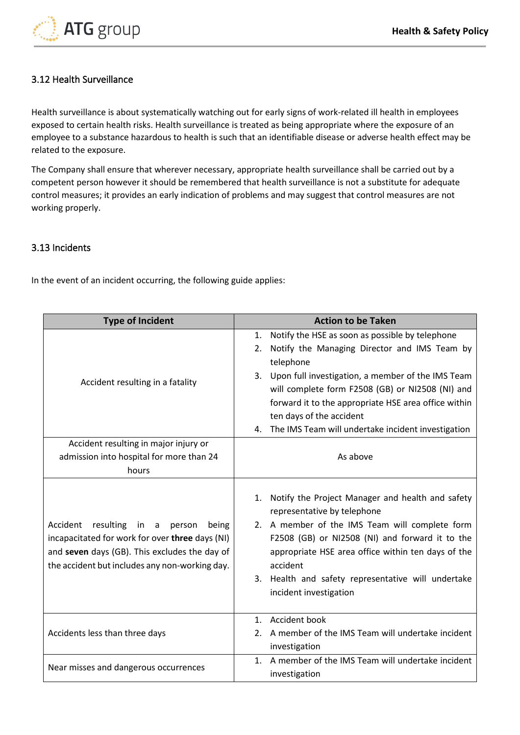### 3.12 Health Surveillance

Health surveillance is about systematically watching out for early signs of work-related ill health in employees exposed to certain health risks. Health surveillance is treated as being appropriate where the exposure of an employee to a substance hazardous to health is such that an identifiable disease or adverse health effect may be related to the exposure.

The Company shall ensure that wherever necessary, appropriate health surveillance shall be carried out by a competent person however it should be remembered that health surveillance is not a substitute for adequate control measures; it provides an early indication of problems and may suggest that control measures are not working properly.

### 3.13 Incidents

In the event of an incident occurring, the following guide applies:

| Type of Incident | Action to be Taken |
|---|---|
| Accident resulting in a fatality | 1. Notify the HSE as soon as possible by telephone<br>2. Notify the Managing Director and IMS Team by telephone<br>3. Upon full investigation, a member of the IMS Team will complete form F2508 (GB) or NI2508 (NI) and forward it to the appropriate HSE area office within ten days of the accident<br>4. The IMS Team will undertake incident investigation |
| Accident resulting in major injury or admission into hospital for more than 24 hours | As above |
| Accident resulting in a person being incapacitated for work for over **three** days (NI) and **seven** days (GB). This excludes the day of the accident but includes any non-working day. | 1. Notify the Project Manager and health and safety representative by telephone<br>2. A member of the IMS Team will complete form F2508 (GB) or NI2508 (NI) and forward it to the appropriate HSE area office within ten days of the accident<br>3. Health and safety representative will undertake incident investigation |
| Accidents less than three days | 1. Accident book<br>2. A member of the IMS Team will undertake incident investigation |
| Near misses and dangerous occurrences | 1. A member of the IMS Team will undertake incident investigation |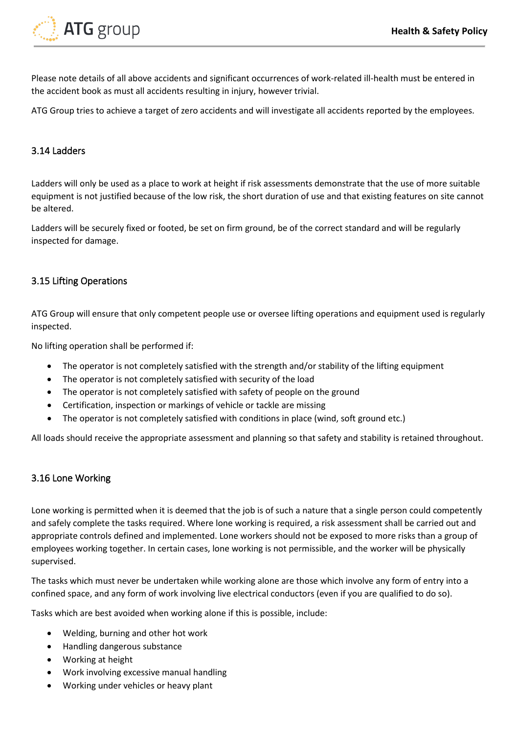Please note details of all above accidents and significant occurrences of work-related ill-health must be entered in the accident book as must all accidents resulting in injury, however trivial.

ATG Group tries to achieve a target of zero accidents and will investigate all accidents reported by the employees.

### 3.14 Ladders

Ladders will only be used as a place to work at height if risk assessments demonstrate that the use of more suitable equipment is not justified because of the low risk, the short duration of use and that existing features on site cannot be altered.

Ladders will be securely fixed or footed, be set on firm ground, be of the correct standard and will be regularly inspected for damage.

### 3.15 Lifting Operations

ATG Group will ensure that only competent people use or oversee lifting operations and equipment used is regularly inspected.

No lifting operation shall be performed if:

- The operator is not completely satisfied with the strength and/or stability of the lifting equipment
- The operator is not completely satisfied with security of the load
- The operator is not completely satisfied with safety of people on the ground
- Certification, inspection or markings of vehicle or tackle are missing
- The operator is not completely satisfied with conditions in place (wind, soft ground etc.)

All loads should receive the appropriate assessment and planning so that safety and stability is retained throughout.

### 3.16 Lone Working

Lone working is permitted when it is deemed that the job is of such a nature that a single person could competently and safely complete the tasks required. Where lone working is required, a risk assessment shall be carried out and appropriate controls defined and implemented. Lone workers should not be exposed to more risks than a group of employees working together. In certain cases, lone working is not permissible, and the worker will be physically supervised.

The tasks which must never be undertaken while working alone are those which involve any form of entry into a confined space, and any form of work involving live electrical conductors (even if you are qualified to do so).

Tasks which are best avoided when working alone if this is possible, include:

- Welding, burning and other hot work
- Handling dangerous substance
- Working at height
- Work involving excessive manual handling
- Working under vehicles or heavy plant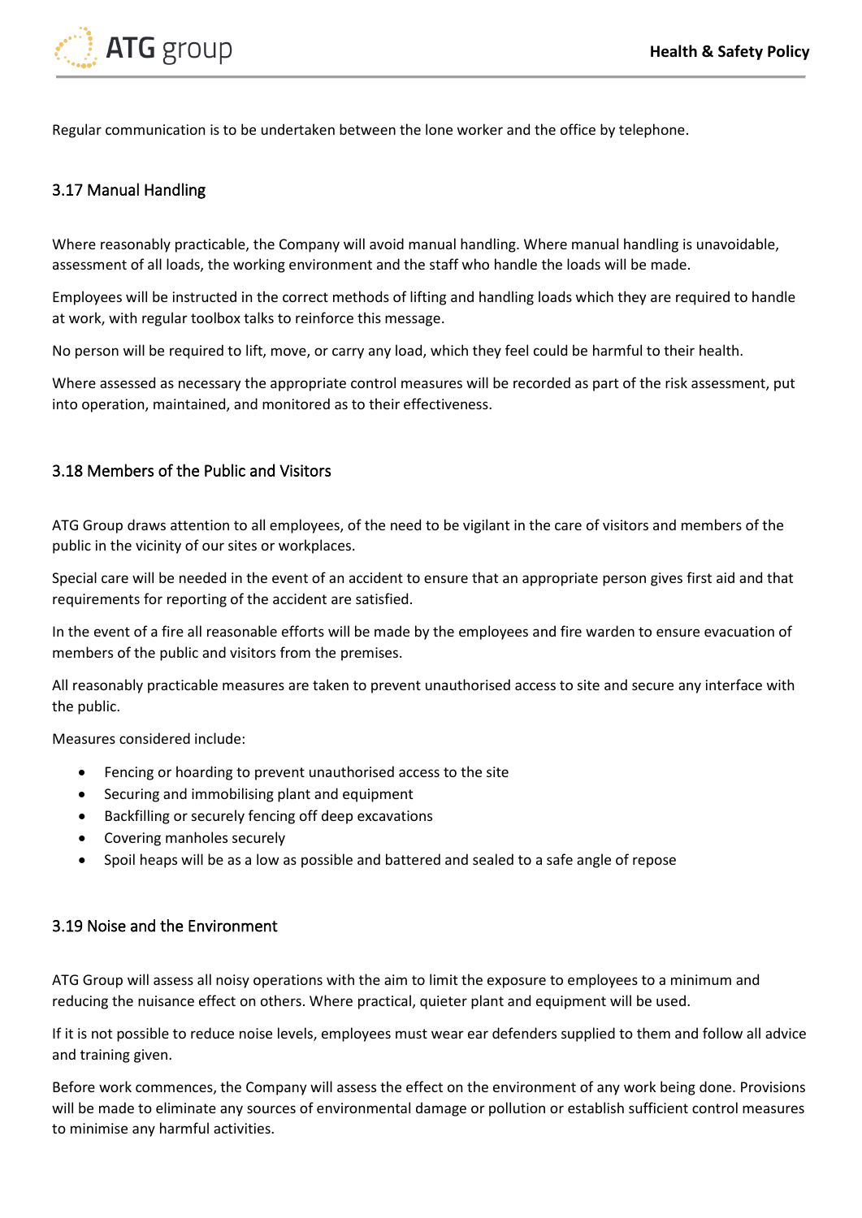Regular communication is to be undertaken between the lone worker and the office by telephone.

### 3.17 Manual Handling

Where reasonably practicable, the Company will avoid manual handling. Where manual handling is unavoidable, assessment of all loads, the working environment and the staff who handle the loads will be made.

Employees will be instructed in the correct methods of lifting and handling loads which they are required to handle at work, with regular toolbox talks to reinforce this message.

No person will be required to lift, move, or carry any load, which they feel could be harmful to their health.

Where assessed as necessary the appropriate control measures will be recorded as part of the risk assessment, put into operation, maintained, and monitored as to their effectiveness.

### 3.18 Members of the Public and Visitors

ATG Group draws attention to all employees, of the need to be vigilant in the care of visitors and members of the public in the vicinity of our sites or workplaces.

Special care will be needed in the event of an accident to ensure that an appropriate person gives first aid and that requirements for reporting of the accident are satisfied.

In the event of a fire all reasonable efforts will be made by the employees and fire warden to ensure evacuation of members of the public and visitors from the premises.

All reasonably practicable measures are taken to prevent unauthorised access to site and secure any interface with the public.

Measures considered include:

- Fencing or hoarding to prevent unauthorised access to the site
- Securing and immobilising plant and equipment
- Backfilling or securely fencing off deep excavations
- Covering manholes securely
- Spoil heaps will be as a low as possible and battered and sealed to a safe angle of repose

### 3.19 Noise and the Environment

ATG Group will assess all noisy operations with the aim to limit the exposure to employees to a minimum and reducing the nuisance effect on others. Where practical, quieter plant and equipment will be used.

If it is not possible to reduce noise levels, employees must wear ear defenders supplied to them and follow all advice and training given.

Before work commences, the Company will assess the effect on the environment of any work being done. Provisions will be made to eliminate any sources of environmental damage or pollution or establish sufficient control measures to minimise any harmful activities.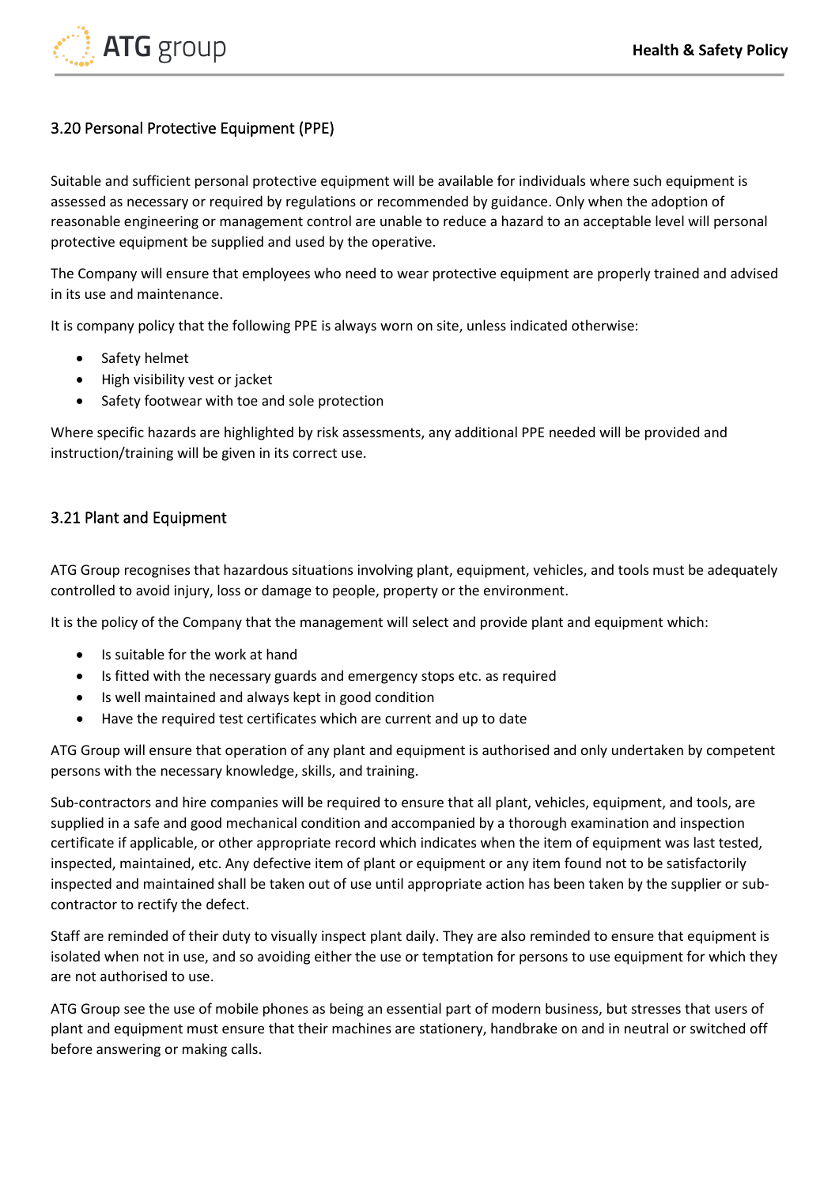### 3.20 Personal Protective Equipment (PPE)

Suitable and sufficient personal protective equipment will be available for individuals where such equipment is assessed as necessary or required by regulations or recommended by guidance. Only when the adoption of reasonable engineering or management control are unable to reduce a hazard to an acceptable level will personal protective equipment be supplied and used by the operative.

The Company will ensure that employees who need to wear protective equipment are properly trained and advised in its use and maintenance.

It is company policy that the following PPE is always worn on site, unless indicated otherwise:

- Safety helmet
- High visibility vest or jacket
- Safety footwear with toe and sole protection

Where specific hazards are highlighted by risk assessments, any additional PPE needed will be provided and instruction/training will be given in its correct use.

### 3.21 Plant and Equipment

ATG Group recognises that hazardous situations involving plant, equipment, vehicles, and tools must be adequately controlled to avoid injury, loss or damage to people, property or the environment.

It is the policy of the Company that the management will select and provide plant and equipment which:

- Is suitable for the work at hand
- Is fitted with the necessary guards and emergency stops etc. as required
- Is well maintained and always kept in good condition
- Have the required test certificates which are current and up to date

ATG Group will ensure that operation of any plant and equipment is authorised and only undertaken by competent persons with the necessary knowledge, skills, and training.

Sub-contractors and hire companies will be required to ensure that all plant, vehicles, equipment, and tools, are supplied in a safe and good mechanical condition and accompanied by a thorough examination and inspection certificate if applicable, or other appropriate record which indicates when the item of equipment was last tested, inspected, maintained, etc. Any defective item of plant or equipment or any item found not to be satisfactorily inspected and maintained shall be taken out of use until appropriate action has been taken by the supplier or sub-contractor to rectify the defect.

Staff are reminded of their duty to visually inspect plant daily. They are also reminded to ensure that equipment is isolated when not in use, and so avoiding either the use or temptation for persons to use equipment for which they are not authorised to use.

ATG Group see the use of mobile phones as being an essential part of modern business, but stresses that users of plant and equipment must ensure that their machines are stationery, handbrake on and in neutral or switched off before answering or making calls.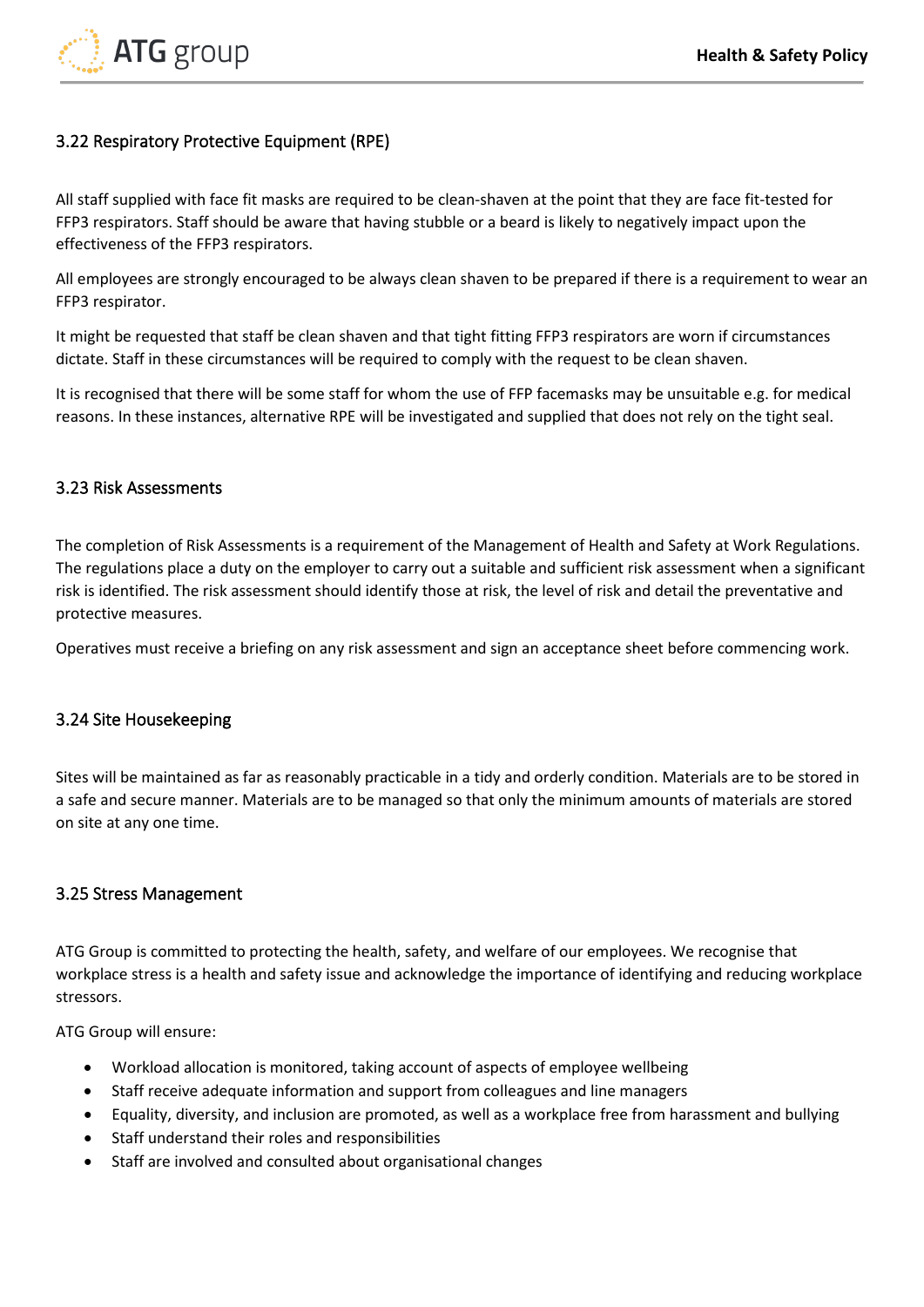### 3.22 Respiratory Protective Equipment (RPE)

All staff supplied with face fit masks are required to be clean-shaven at the point that they are face fit-tested for FFP3 respirators. Staff should be aware that having stubble or a beard is likely to negatively impact upon the effectiveness of the FFP3 respirators.

All employees are strongly encouraged to be always clean shaven to be prepared if there is a requirement to wear an FFP3 respirator.

It might be requested that staff be clean shaven and that tight fitting FFP3 respirators are worn if circumstances dictate. Staff in these circumstances will be required to comply with the request to be clean shaven.

It is recognised that there will be some staff for whom the use of FFP facemasks may be unsuitable e.g. for medical reasons. In these instances, alternative RPE will be investigated and supplied that does not rely on the tight seal.

### 3.23 Risk Assessments

The completion of Risk Assessments is a requirement of the Management of Health and Safety at Work Regulations. The regulations place a duty on the employer to carry out a suitable and sufficient risk assessment when a significant risk is identified. The risk assessment should identify those at risk, the level of risk and detail the preventative and protective measures.

Operatives must receive a briefing on any risk assessment and sign an acceptance sheet before commencing work.

### 3.24 Site Housekeeping

Sites will be maintained as far as reasonably practicable in a tidy and orderly condition. Materials are to be stored in a safe and secure manner. Materials are to be managed so that only the minimum amounts of materials are stored on site at any one time.

### 3.25 Stress Management

ATG Group is committed to protecting the health, safety, and welfare of our employees. We recognise that workplace stress is a health and safety issue and acknowledge the importance of identifying and reducing workplace stressors.

ATG Group will ensure:

- Workload allocation is monitored, taking account of aspects of employee wellbeing
- Staff receive adequate information and support from colleagues and line managers
- Equality, diversity, and inclusion are promoted, as well as a workplace free from harassment and bullying
- Staff understand their roles and responsibilities
- Staff are involved and consulted about organisational changes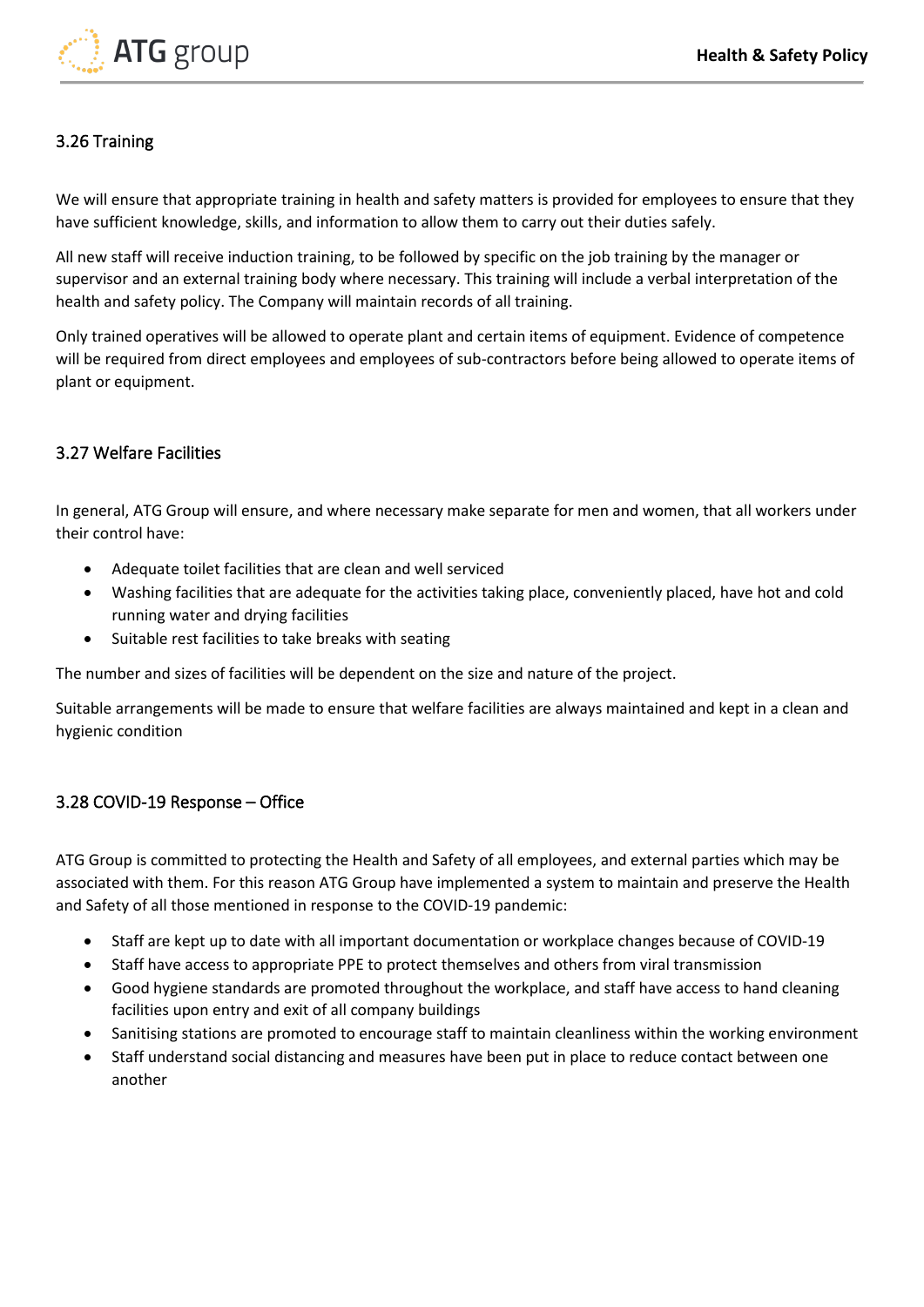### 3.26 Training

We will ensure that appropriate training in health and safety matters is provided for employees to ensure that they have sufficient knowledge, skills, and information to allow them to carry out their duties safely.

All new staff will receive induction training, to be followed by specific on the job training by the manager or supervisor and an external training body where necessary. This training will include a verbal interpretation of the health and safety policy. The Company will maintain records of all training.

Only trained operatives will be allowed to operate plant and certain items of equipment. Evidence of competence will be required from direct employees and employees of sub-contractors before being allowed to operate items of plant or equipment.

### 3.27 Welfare Facilities

In general, ATG Group will ensure, and where necessary make separate for men and women, that all workers under their control have:

- Adequate toilet facilities that are clean and well serviced
- Washing facilities that are adequate for the activities taking place, conveniently placed, have hot and cold running water and drying facilities
- Suitable rest facilities to take breaks with seating

The number and sizes of facilities will be dependent on the size and nature of the project.

Suitable arrangements will be made to ensure that welfare facilities are always maintained and kept in a clean and hygienic condition

### 3.28 COVID-19 Response – Office

ATG Group is committed to protecting the Health and Safety of all employees, and external parties which may be associated with them. For this reason ATG Group have implemented a system to maintain and preserve the Health and Safety of all those mentioned in response to the COVID-19 pandemic:

- Staff are kept up to date with all important documentation or workplace changes because of COVID-19
- Staff have access to appropriate PPE to protect themselves and others from viral transmission
- Good hygiene standards are promoted throughout the workplace, and staff have access to hand cleaning facilities upon entry and exit of all company buildings
- Sanitising stations are promoted to encourage staff to maintain cleanliness within the working environment
- Staff understand social distancing and measures have been put in place to reduce contact between one another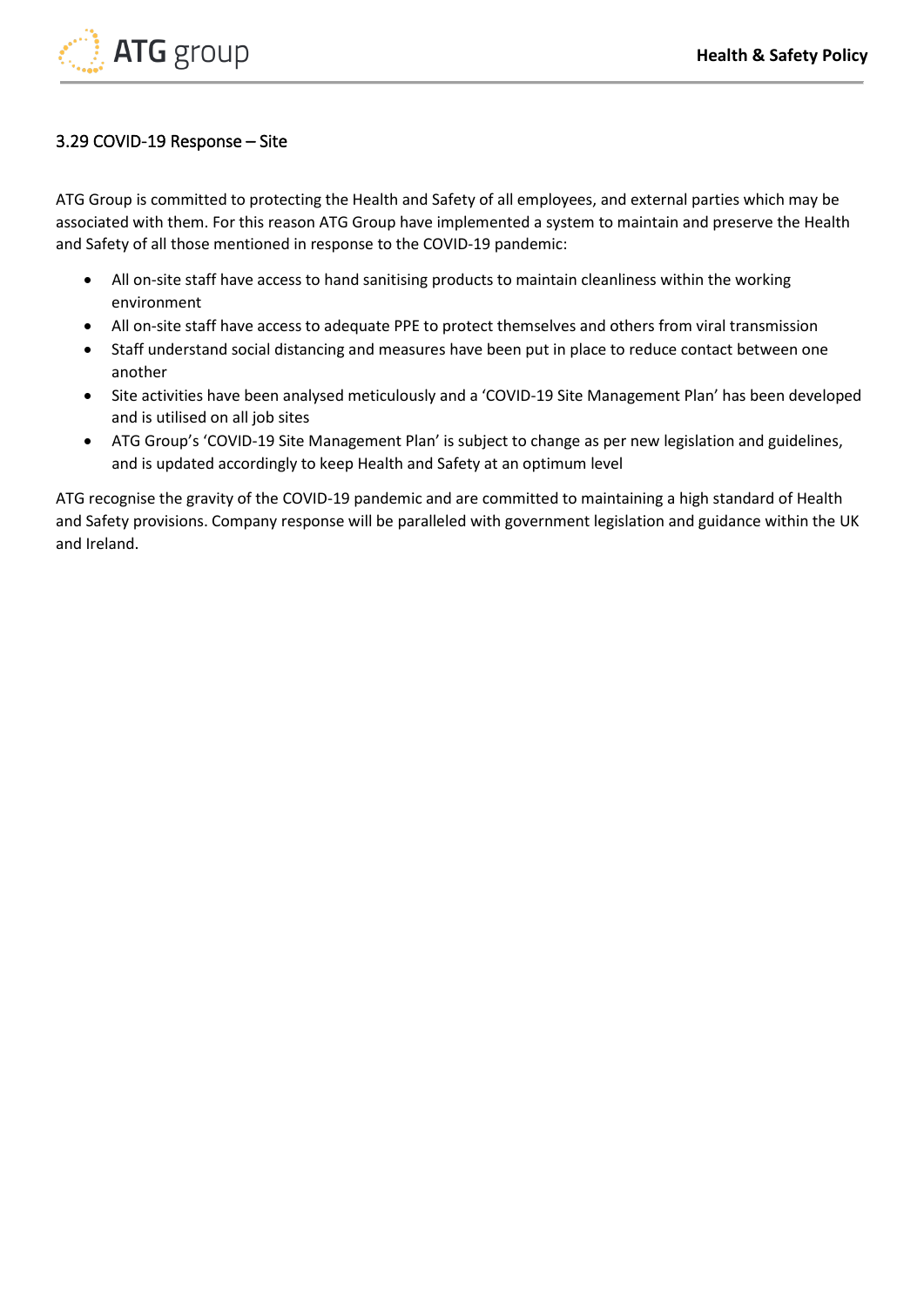### 3.29 COVID-19 Response – Site

ATG Group is committed to protecting the Health and Safety of all employees, and external parties which may be associated with them. For this reason ATG Group have implemented a system to maintain and preserve the Health and Safety of all those mentioned in response to the COVID-19 pandemic:

- All on-site staff have access to hand sanitising products to maintain cleanliness within the working environment
- All on-site staff have access to adequate PPE to protect themselves and others from viral transmission
- Staff understand social distancing and measures have been put in place to reduce contact between one another
- Site activities have been analysed meticulously and a 'COVID-19 Site Management Plan' has been developed and is utilised on all job sites
- ATG Group's 'COVID-19 Site Management Plan' is subject to change as per new legislation and guidelines, and is updated accordingly to keep Health and Safety at an optimum level

ATG recognise the gravity of the COVID-19 pandemic and are committed to maintaining a high standard of Health and Safety provisions. Company response will be paralleled with government legislation and guidance within the UK and Ireland.